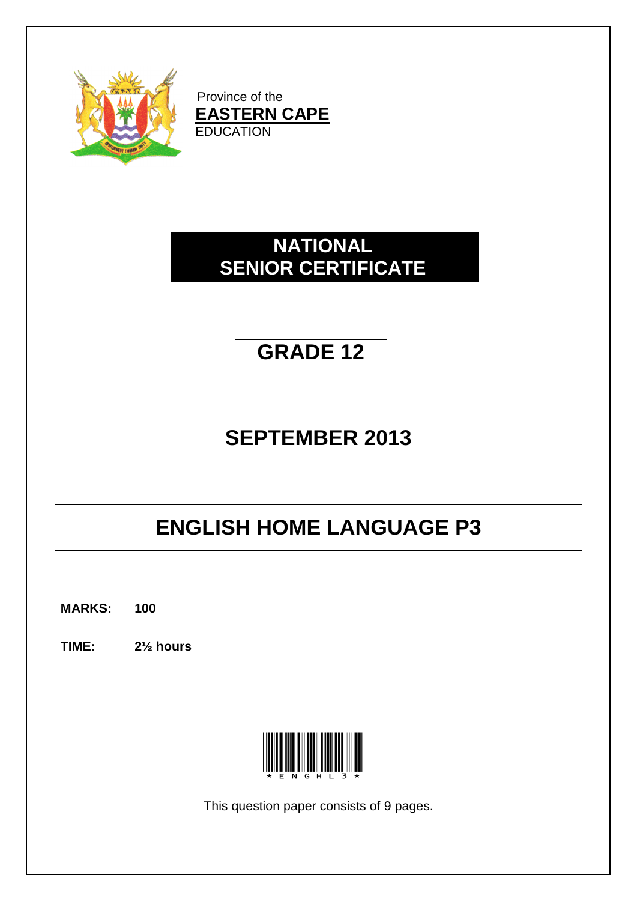Province of the
**EASTERN CAPE**
EDUCATION

# NATIONAL SENIOR CERTIFICATE

# GRADE 12

# SEPTEMBER 2013

# ENGLISH HOME LANGUAGE P3

**MARKS:** **100**

**TIME:** **2½ hours**

*ENGHL3*

This question paper consists of 9 pages.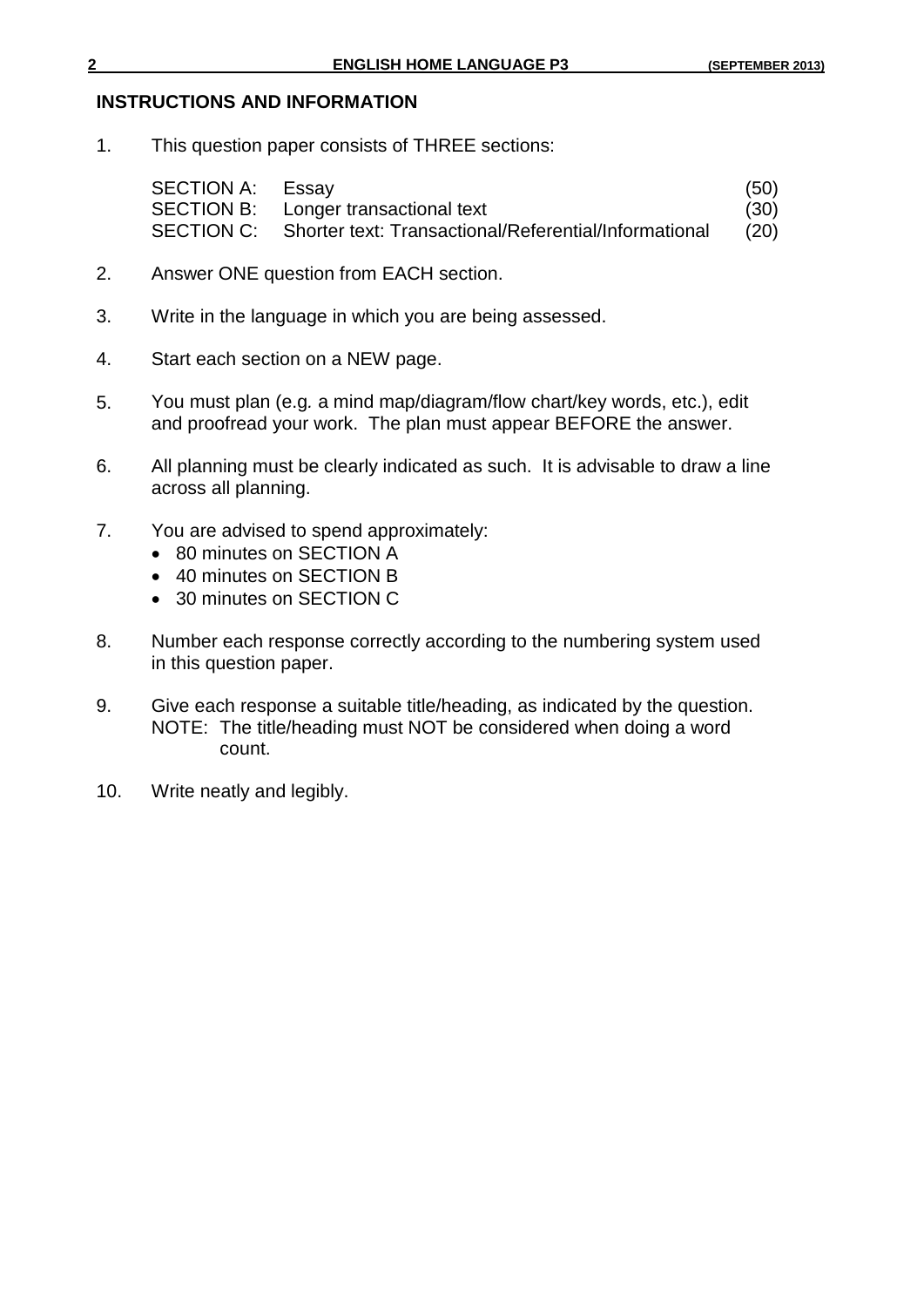## INSTRUCTIONS AND INFORMATION

1. This question paper consists of THREE sections:

| | | |
|---|---|---|
| SECTION A: | Essay | (50) |
| SECTION B: | Longer transactional text | (30) |
| SECTION C: | Shorter text: Transactional/Referential/Informational | (20) |

2. Answer ONE question from EACH section.

3. Write in the language in which you are being assessed.

4. Start each section on a NEW page.

5. You must plan (e.g*.* a mind map/diagram/flow chart/key words, etc.), edit and proofread your work. The plan must appear BEFORE the answer.

6. All planning must be clearly indicated as such. It is advisable to draw a line across all planning.

7. You are advised to spend approximately:
   - 80 minutes on SECTION A
   - 40 minutes on SECTION B
   - 30 minutes on SECTION C

8. Number each response correctly according to the numbering system used in this question paper.

9. Give each response a suitable title/heading, as indicated by the question.
   NOTE: The title/heading must NOT be considered when doing a word count.

10. Write neatly and legibly.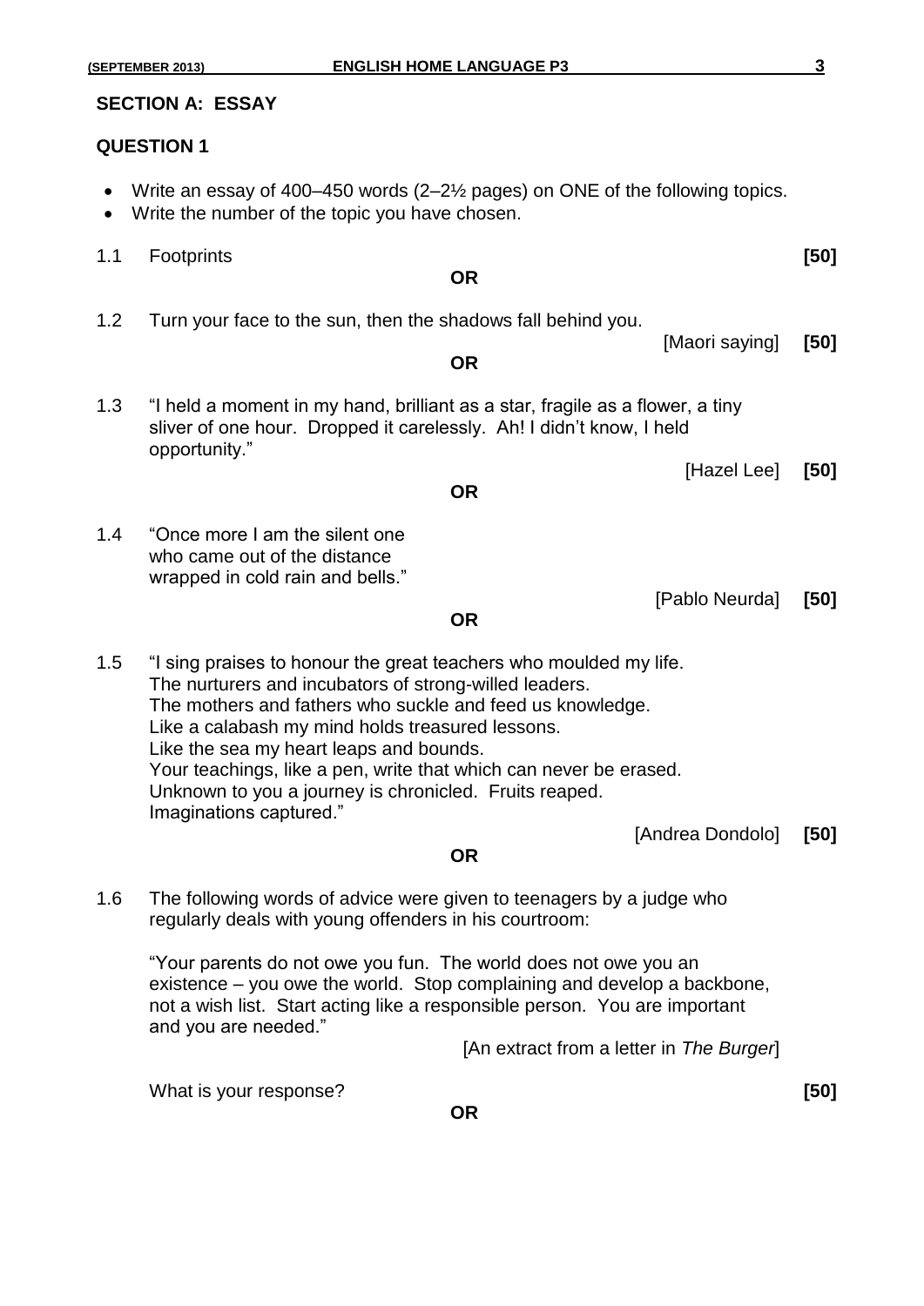## SECTION A: ESSAY

### QUESTION 1

- Write an essay of 400–450 words (2–2½ pages) on ONE of the following topics.
- Write the number of the topic you have chosen.

1.1 Footprints **[50]**

**OR**

1.2 Turn your face to the sun, then the shadows fall behind you.

[Maori saying] **[50]**

**OR**

1.3 "I held a moment in my hand, brilliant as a star, fragile as a flower, a tiny sliver of one hour. Dropped it carelessly. Ah! I didn't know, I held opportunity."

[Hazel Lee] **[50]**

**OR**

1.4 "Once more I am the silent one
who came out of the distance
wrapped in cold rain and bells."

[Pablo Neurda] **[50]**

**OR**

1.5 "I sing praises to honour the great teachers who moulded my life.
The nurturers and incubators of strong-willed leaders.
The mothers and fathers who suckle and feed us knowledge.
Like a calabash my mind holds treasured lessons.
Like the sea my heart leaps and bounds.
Your teachings, like a pen, write that which can never be erased.
Unknown to you a journey is chronicled. Fruits reaped.
Imaginations captured."

[Andrea Dondolo] **[50]**

**OR**

1.6 The following words of advice were given to teenagers by a judge who regularly deals with young offenders in his courtroom:

"Your parents do not owe you fun. The world does not owe you an existence – you owe the world. Stop complaining and develop a backbone, not a wish list. Start acting like a responsible person. You are important and you are needed."

[An extract from a letter in *The Burger*]

What is your response? **[50]**

**OR**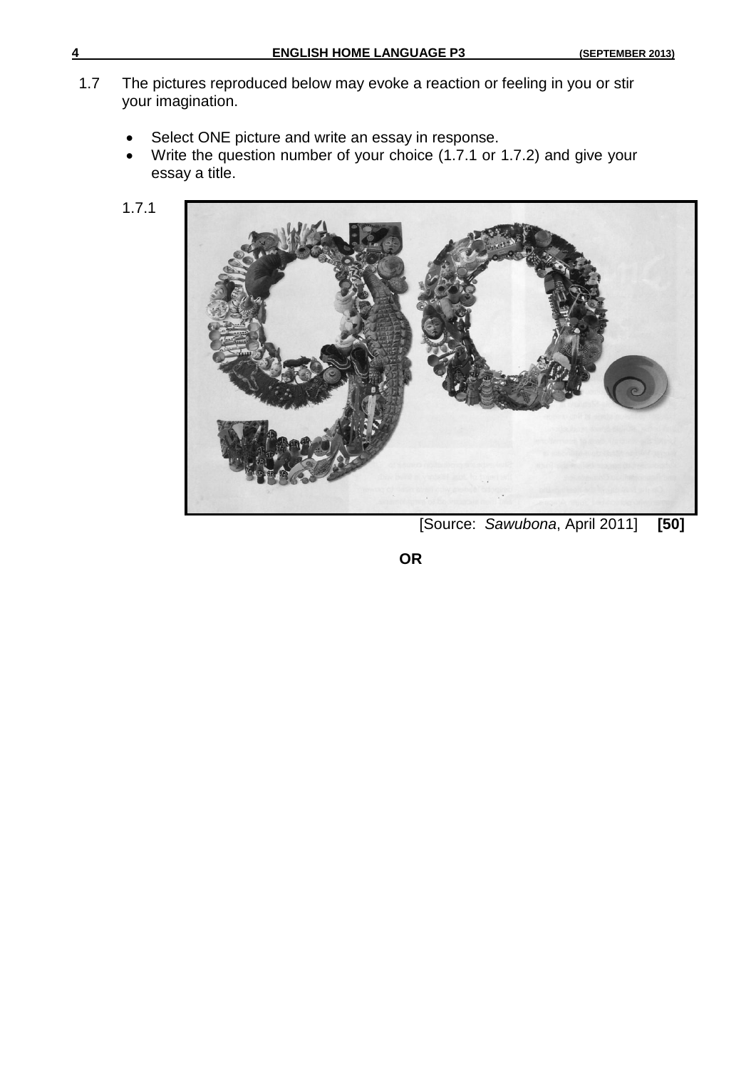1.7 The pictures reproduced below may evoke a reaction or feeling in you or stir your imagination.

- Select ONE picture and write an essay in response.
- Write the question number of your choice (1.7.1 or 1.7.2) and give your essay a title.

1.7.1

[Source: *Sawubona*, April 2011] **[50]**

**OR**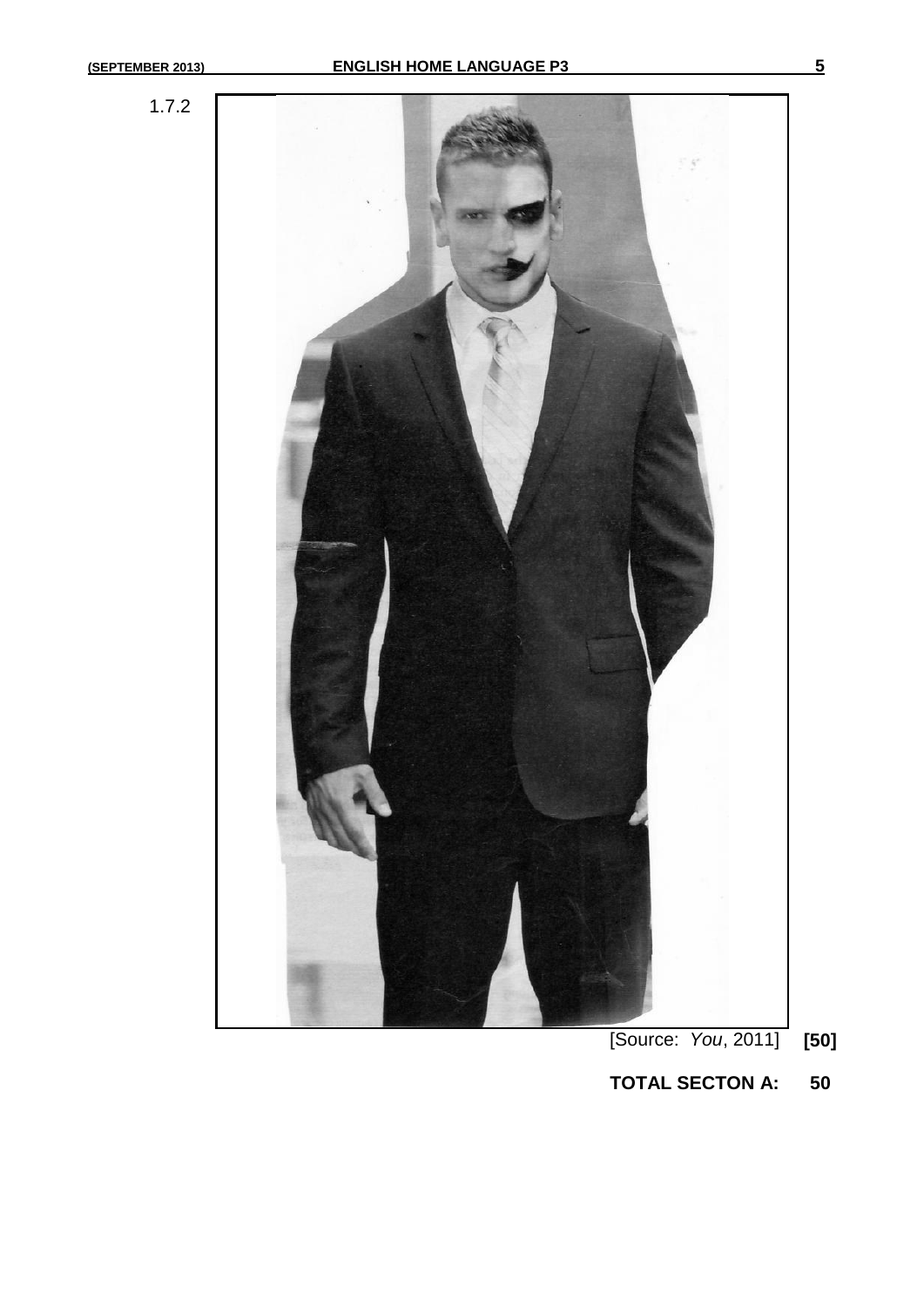1.7.2

[Source: *You*, 2011] **[50]**

**TOTAL SECTON A: 50**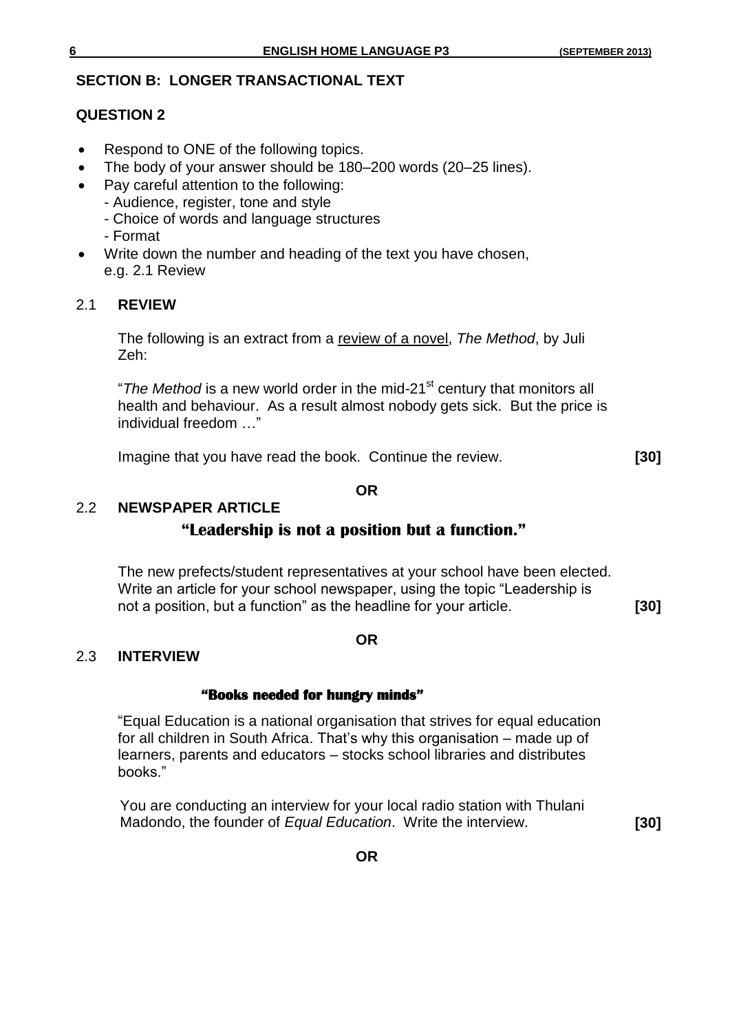## SECTION B: LONGER TRANSACTIONAL TEXT

### QUESTION 2

- Respond to ONE of the following topics.
- The body of your answer should be 180–200 words (20–25 lines).
- Pay careful attention to the following:
  - Audience, register, tone and style
  - Choice of words and language structures
  - Format
- Write down the number and heading of the text you have chosen, e.g. 2.1 Review

### 2.1 REVIEW

The following is an extract from a review of a novel, *The Method*, by Juli Zeh:

"*The Method* is a new world order in the mid-21st century that monitors all health and behaviour. As a result almost nobody gets sick. But the price is individual freedom …"

Imagine that you have read the book. Continue the review. **[30]**

**OR**

### 2.2 NEWSPAPER ARTICLE

**"Leadership is not a position but a function."**

The new prefects/student representatives at your school have been elected. Write an article for your school newspaper, using the topic "Leadership is not a position, but a function" as the headline for your article. **[30]**

**OR**

### 2.3 INTERVIEW

**"Books needed for hungry minds"**

"Equal Education is a national organisation that strives for equal education for all children in South Africa. That's why this organisation – made up of learners, parents and educators – stocks school libraries and distributes books."

You are conducting an interview for your local radio station with Thulani Madondo, the founder of *Equal Education*. Write the interview. **[30]**

**OR**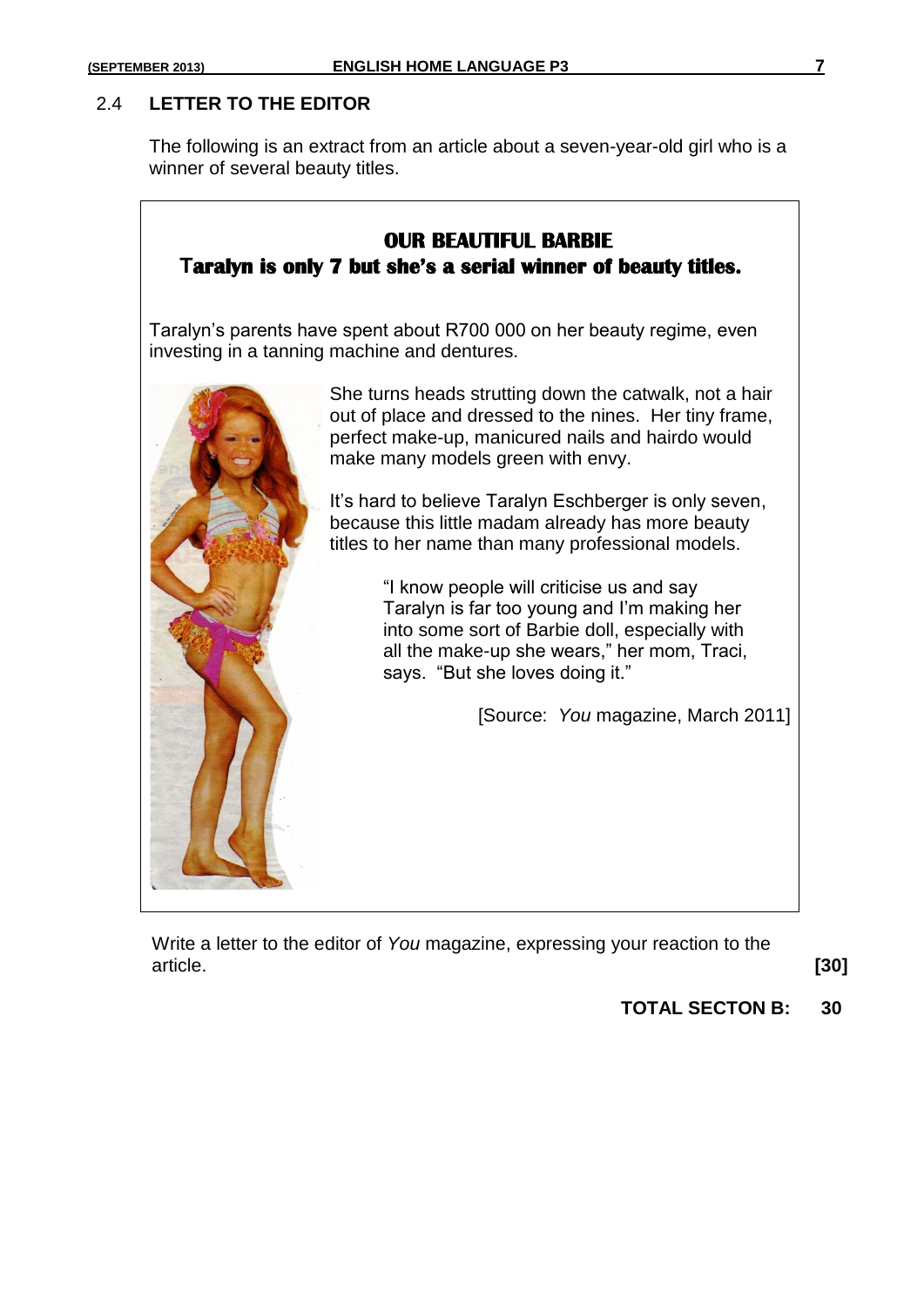## 2.4 LETTER TO THE EDITOR

The following is an extract from an article about a seven-year-old girl who is a winner of several beauty titles.

**OUR BEAUTIFUL BARBIE**

**Taralyn is only 7 but she's a serial winner of beauty titles.**

Taralyn's parents have spent about R700 000 on her beauty regime, even investing in a tanning machine and dentures.

She turns heads strutting down the catwalk, not a hair out of place and dressed to the nines. Her tiny frame, perfect make-up, manicured nails and hairdo would make many models green with envy.

It's hard to believe Taralyn Eschberger is only seven, because this little madam already has more beauty titles to her name than many professional models.

"I know people will criticise us and say Taralyn is far too young and I'm making her into some sort of Barbie doll, especially with all the make-up she wears," her mom, Traci, says. "But she loves doing it."

[Source: *You* magazine, March 2011]

Write a letter to the editor of *You* magazine, expressing your reaction to the article. **[30]**

**TOTAL SECTON B: 30**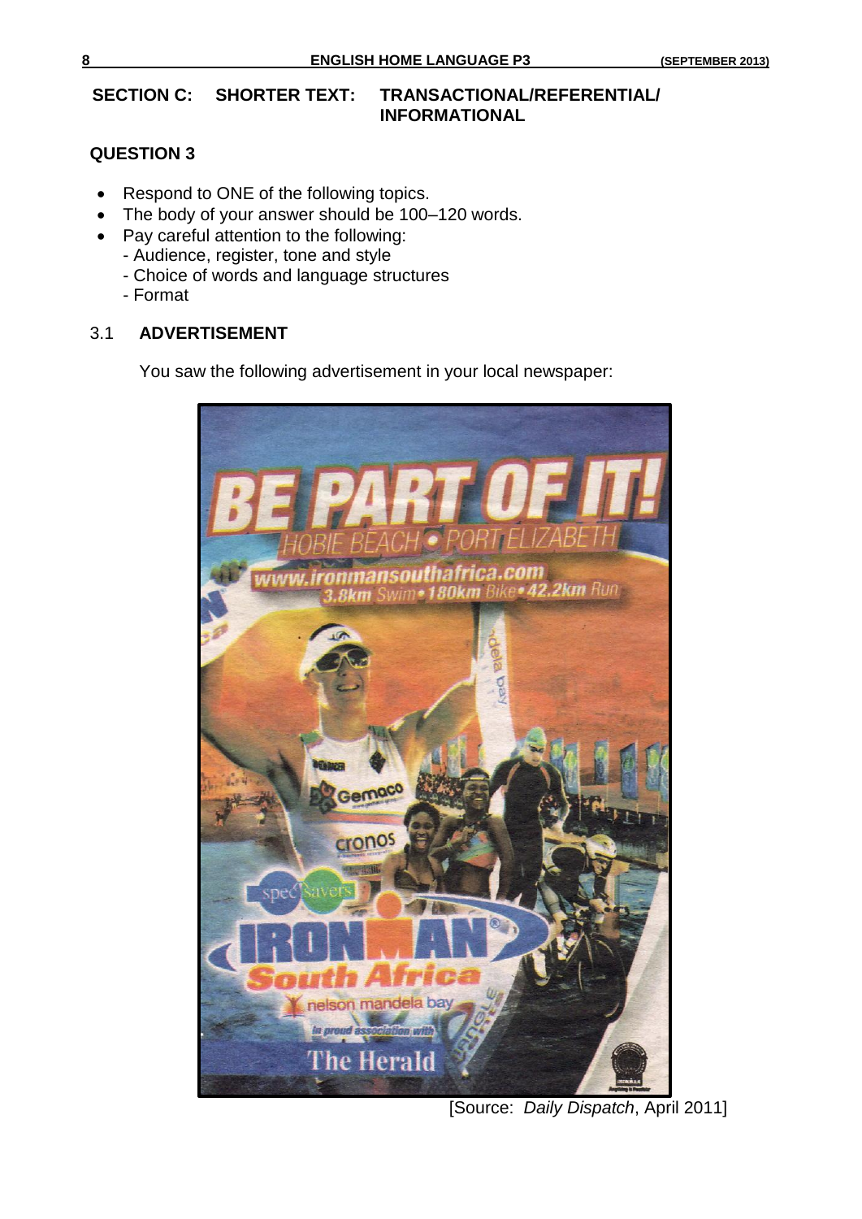## SECTION C: SHORTER TEXT: TRANSACTIONAL/REFERENTIAL/ INFORMATIONAL

### QUESTION 3

- Respond to ONE of the following topics.
- The body of your answer should be 100–120 words.
- Pay careful attention to the following:
  - Audience, register, tone and style
  - Choice of words and language structures
  - Format

### 3.1 ADVERTISEMENT

You saw the following advertisement in your local newspaper:

BE PART OF IT!
HOBIE BEACH • PORT ELIZABETH
www.ironmansouthafrica.com
3.8km Swim • 180km Bike • 42.2km Run

IRONMAN South Africa
nelson mandela bay
In proud association with
The Herald

[Source: *Daily Dispatch*, April 2011]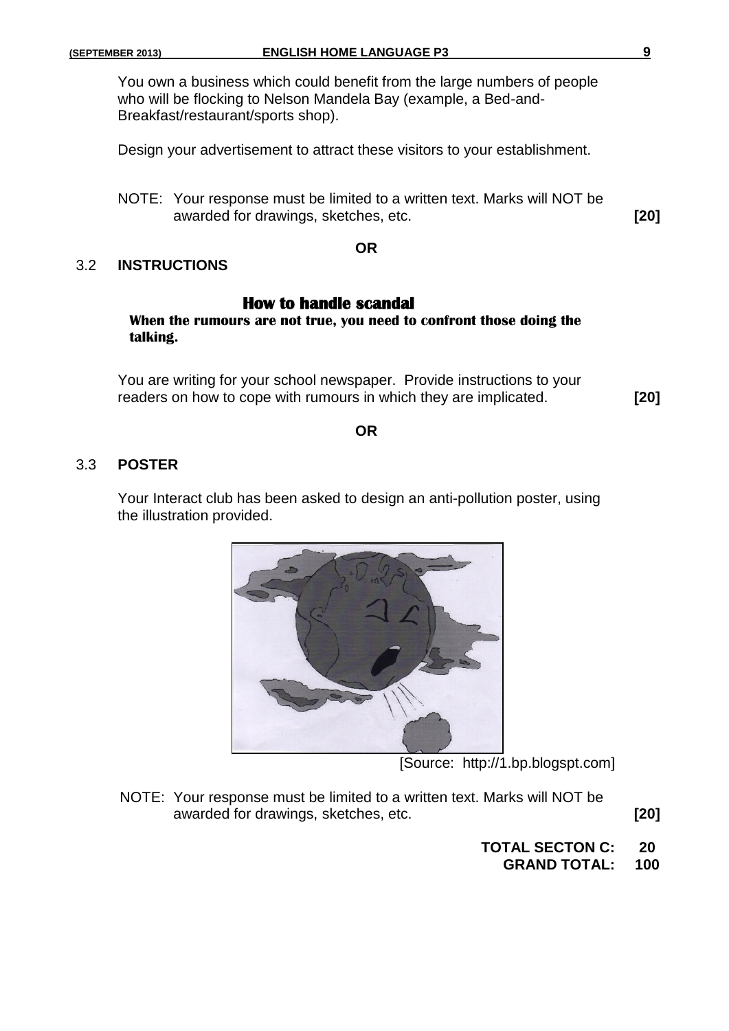You own a business which could benefit from the large numbers of people who will be flocking to Nelson Mandela Bay (example, a Bed-and-Breakfast/restaurant/sports shop).

Design your advertisement to attract these visitors to your establishment.

NOTE: Your response must be limited to a written text. Marks will NOT be awarded for drawings, sketches, etc. **[20]**

**OR**

### 3.2 INSTRUCTIONS

**How to handle scandal**

**When the rumours are not true, you need to confront those doing the talking.**

You are writing for your school newspaper. Provide instructions to your readers on how to cope with rumours in which they are implicated. **[20]**

**OR**

### 3.3 POSTER

Your Interact club has been asked to design an anti-pollution poster, using the illustration provided.

[Source: http://1.bp.blogspt.com]

NOTE: Your response must be limited to a written text. Marks will NOT be awarded for drawings, sketches, etc. **[20]**

**TOTAL SECTON C: 20**
**GRAND TOTAL: 100**